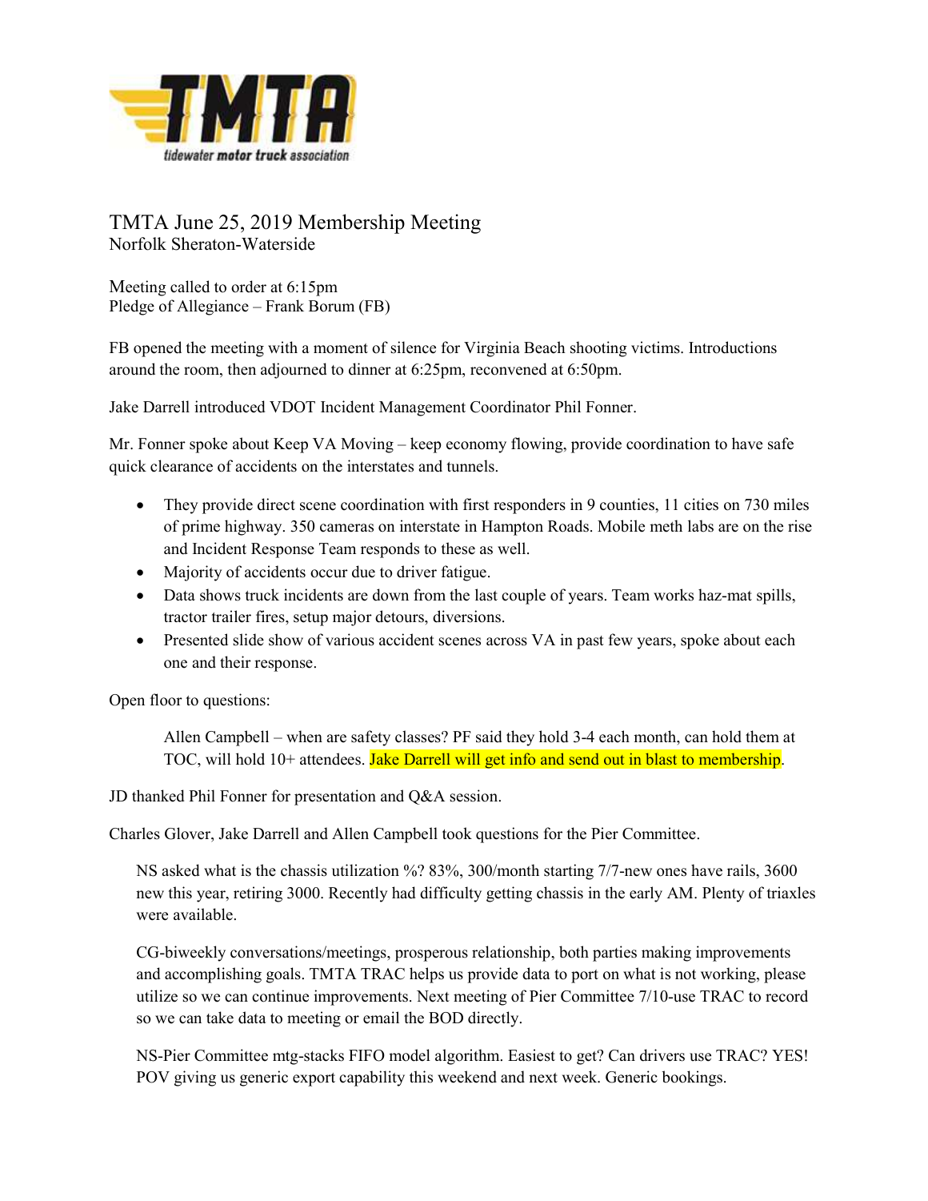# TMTA June 25, 2019 Membership Meeting

Norfolk Sheraton-Waterside

Meeting called to order at 6:15pm
Pledge of Allegiance – Frank Borum (FB)

FB opened the meeting with a moment of silence for Virginia Beach shooting victims. Introductions around the room, then adjourned to dinner at 6:25pm, reconvened at 6:50pm.

Jake Darrell introduced VDOT Incident Management Coordinator Phil Fonner.

Mr. Fonner spoke about Keep VA Moving – keep economy flowing, provide coordination to have safe quick clearance of accidents on the interstates and tunnels.

- They provide direct scene coordination with first responders in 9 counties, 11 cities on 730 miles of prime highway. 350 cameras on interstate in Hampton Roads. Mobile meth labs are on the rise and Incident Response Team responds to these as well.
- Majority of accidents occur due to driver fatigue.
- Data shows truck incidents are down from the last couple of years. Team works haz-mat spills, tractor trailer fires, setup major detours, diversions.
- Presented slide show of various accident scenes across VA in past few years, spoke about each one and their response.

Open floor to questions:

> Allen Campbell – when are safety classes? PF said they hold 3-4 each month, can hold them at TOC, will hold 10+ attendees. Jake Darrell will get info and send out in blast to membership.

JD thanked Phil Fonner for presentation and Q&A session.

Charles Glover, Jake Darrell and Allen Campbell took questions for the Pier Committee.

> NS asked what is the chassis utilization %? 83%, 300/month starting 7/7-new ones have rails, 3600 new this year, retiring 3000. Recently had difficulty getting chassis in the early AM. Plenty of triaxles were available.
>
> CG-biweekly conversations/meetings, prosperous relationship, both parties making improvements and accomplishing goals. TMTA TRAC helps us provide data to port on what is not working, please utilize so we can continue improvements. Next meeting of Pier Committee 7/10-use TRAC to record so we can take data to meeting or email the BOD directly.
>
> NS-Pier Committee mtg-stacks FIFO model algorithm. Easiest to get? Can drivers use TRAC? YES! POV giving us generic export capability this weekend and next week. Generic bookings.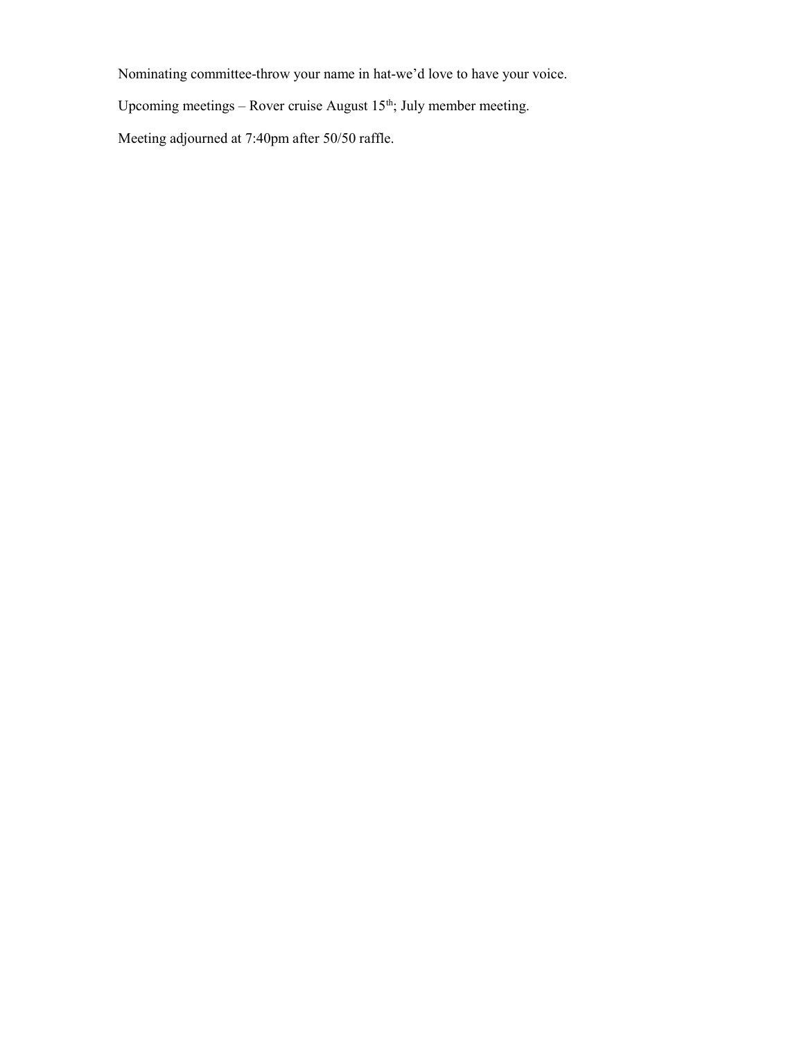Nominating committee-throw your name in hat-we'd love to have your voice.

Upcoming meetings – Rover cruise August 15th; July member meeting.

Meeting adjourned at 7:40pm after 50/50 raffle.